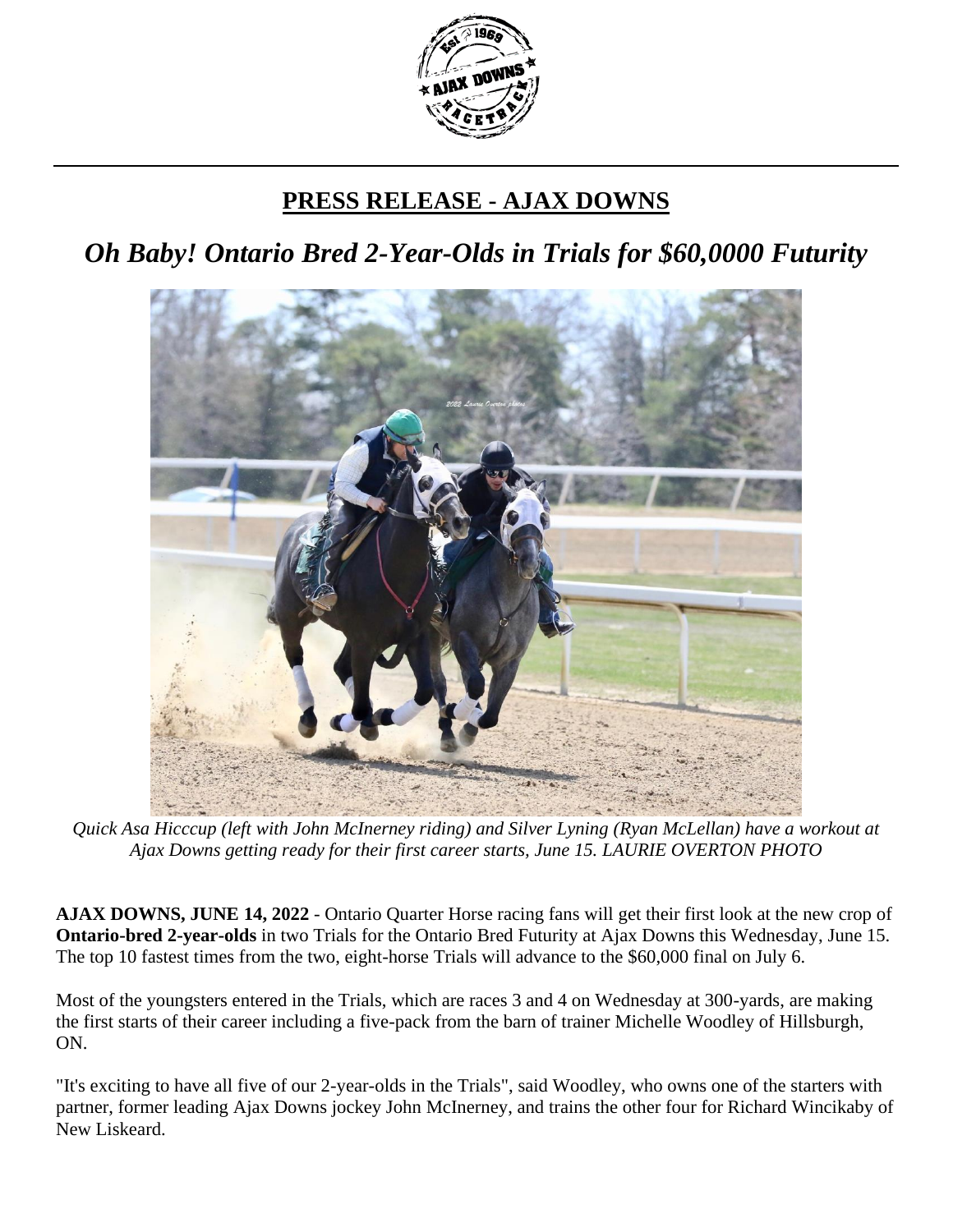# PRESS RELEASE - AJAX DOWNS

## *Oh Baby! Ontario Bred 2-Year-Olds in Trials for $60,0000 Futurity*

*Quick Asa Hicccup (left with John McInerney riding) and Silver Lyning (Ryan McLellan) have a workout at Ajax Downs getting ready for their first career starts, June 15. LAURIE OVERTON PHOTO*

**AJAX DOWNS, JUNE 14, 2022** - Ontario Quarter Horse racing fans will get their first look at the new crop of **Ontario-bred 2-year-olds** in two Trials for the Ontario Bred Futurity at Ajax Downs this Wednesday, June 15. The top 10 fastest times from the two, eight-horse Trials will advance to the $60,000 final on July 6.

Most of the youngsters entered in the Trials, which are races 3 and 4 on Wednesday at 300-yards, are making the first starts of their career including a five-pack from the barn of trainer Michelle Woodley of Hillsburgh, ON.

"It's exciting to have all five of our 2-year-olds in the Trials", said Woodley, who owns one of the starters with partner, former leading Ajax Downs jockey John McInerney, and trains the other four for Richard Wincikaby of New Liskeard.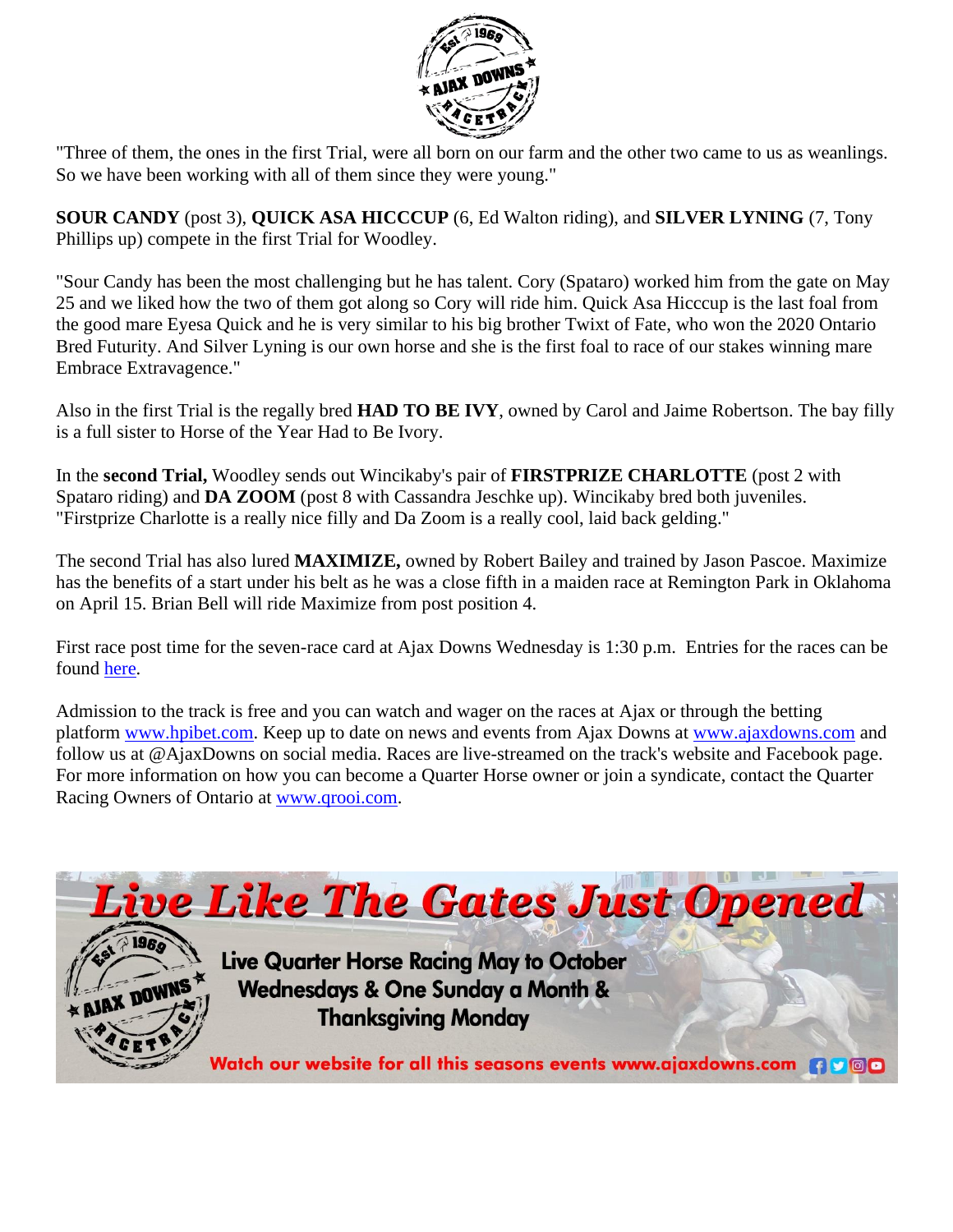"Three of them, the ones in the first Trial, were all born on our farm and the other two came to us as weanlings. So we have been working with all of them since they were young."

**SOUR CANDY** (post 3), **QUICK ASA HICCCUP** (6, Ed Walton riding), and **SILVER LYNING** (7, Tony Phillips up) compete in the first Trial for Woodley.

"Sour Candy has been the most challenging but he has talent. Cory (Spataro) worked him from the gate on May 25 and we liked how the two of them got along so Cory will ride him. Quick Asa Hicccup is the last foal from the good mare Eyesa Quick and he is very similar to his big brother Twixt of Fate, who won the 2020 Ontario Bred Futurity. And Silver Lyning is our own horse and she is the first foal to race of our stakes winning mare Embrace Extravagence."

Also in the first Trial is the regally bred **HAD TO BE IVY**, owned by Carol and Jaime Robertson. The bay filly is a full sister to Horse of the Year Had to Be Ivory.

In the **second Trial,** Woodley sends out Wincikaby's pair of **FIRSTPRIZE CHARLOTTE** (post 2 with Spataro riding) and **DA ZOOM** (post 8 with Cassandra Jeschke up). Wincikaby bred both juveniles. "Firstprize Charlotte is a really nice filly and Da Zoom is a really cool, laid back gelding."

The second Trial has also lured **MAXIMIZE,** owned by Robert Bailey and trained by Jason Pascoe. Maximize has the benefits of a start under his belt as he was a close fifth in a maiden race at Remington Park in Oklahoma on April 15. Brian Bell will ride Maximize from post position 4.

First race post time for the seven-race card at Ajax Downs Wednesday is 1:30 p.m. Entries for the races can be found here.

Admission to the track is free and you can watch and wager on the races at Ajax or through the betting platform www.hpibet.com. Keep up to date on news and events from Ajax Downs at www.ajaxdowns.com and follow us at @AjaxDowns on social media. Races are live-streamed on the track's website and Facebook page. For more information on how you can become a Quarter Horse owner or join a syndicate, contact the Quarter Racing Owners of Ontario at www.qrooi.com.

**Live Like The Gates Just Opened**

Live Quarter Horse Racing May to October
Wednesdays & One Sunday a Month &
Thanksgiving Monday

Watch our website for all this seasons events www.ajaxdowns.com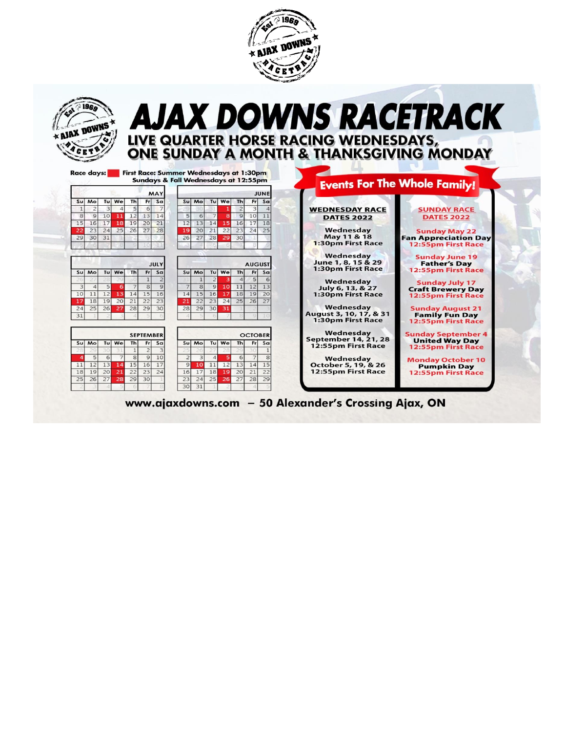# AJAX DOWNS RACETRACK

## LIVE QUARTER HORSE RACING WEDNESDAYS, ONE SUNDAY A MONTH & THANKSGIVING MONDAY

**Race days:** First Race: Summer Wednesdays at 1:30pm
Sundays & Fall Wednesdays at 12:55pm

### MAY

| Su | Mo | Tu | We | Th | Fr | Sa |
|---|---|---|---|---|---|---|
| 1 | 2 | 3 | 4 | 5 | 6 | 7 |
| 8 | 9 | 10 | 11 | 12 | 13 | 14 |
| 15 | 16 | 17 | 18 | 19 | 20 | 21 |
| 22 | 23 | 24 | 25 | 26 | 27 | 28 |
| 29 | 30 | 31 | | | | |

### JUNE

| Su | Mo | Tu | We | Th | Fr | Sa |
|---|---|---|---|---|---|---|
| | | | 1 | 2 | 3 | 4 |
| 5 | 6 | 7 | 8 | 9 | 10 | 11 |
| 12 | 13 | 14 | 15 | 16 | 17 | 18 |
| 19 | 20 | 21 | 22 | 23 | 24 | 25 |
| 26 | 27 | 28 | 29 | 30 | | |

### JULY

| Su | Mo | Tu | We | Th | Fr | Sa |
|---|---|---|---|---|---|---|
| | | | | | 1 | 2 |
| 3 | 4 | 5 | 6 | 7 | 8 | 9 |
| 10 | 11 | 12 | 13 | 14 | 15 | 16 |
| 17 | 18 | 19 | 20 | 21 | 22 | 23 |
| 24 | 25 | 26 | 27 | 28 | 29 | 30 |
| 31 | | | | | | |

### AUGUST

| Su | Mo | Tu | We | Th | Fr | Sa |
|---|---|---|---|---|---|---|
| | 1 | 2 | 3 | 4 | 5 | 6 |
| 7 | 8 | 9 | 10 | 11 | 12 | 13 |
| 14 | 15 | 16 | 17 | 18 | 19 | 20 |
| 21 | 22 | 23 | 24 | 25 | 26 | 27 |
| 28 | 29 | 30 | 31 | | | |

### SEPTEMBER

| Su | Mo | Tu | We | Th | Fr | Sa |
|---|---|---|---|---|---|---|
| | | | | 1 | 2 | 3 |
| 4 | 5 | 6 | 7 | 8 | 9 | 10 |
| 11 | 12 | 13 | 14 | 15 | 16 | 17 |
| 18 | 19 | 20 | 21 | 22 | 23 | 24 |
| 25 | 26 | 27 | 28 | 29 | 30 | |

### OCTOBER

| Su | Mo | Tu | We | Th | Fr | Sa |
|---|---|---|---|---|---|---|
| | | | | | | 1 |
| 2 | 3 | 4 | 5 | 6 | 7 | 8 |
| 9 | 10 | 11 | 12 | 13 | 14 | 15 |
| 16 | 17 | 18 | 19 | 20 | 21 | 22 |
| 23 | 24 | 25 | 26 | 27 | 28 | 29 |
| 30 | 31 | | | | | |

## Events For The Whole Family!

### WEDNESDAY RACE DATES 2022

- **Wednesday** May 11 & 18 — 1:30pm First Race
- **Wednesday** June 1, 8, 15 & 29 — 1:30pm First Race
- **Wednesday** July 6, 13, & 27 — 1:30pm First Race
- **Wednesday** August 3, 10, 17, & 31 — 1:30pm First Race
- **Wednesday** September 14, 21, 28 — 12:55pm First Race
- **Wednesday** October 5, 19, & 26 — 12:55pm First Race

### SUNDAY RACE DATES 2022

- **Sunday May 22** — Fan Appreciation Day — 12:55pm First Race
- **Sunday June 19** — Father's Day — 12:55pm First Race
- **Sunday July 17** — Craft Brewery Day — 12:55pm First Race
- **Sunday August 21** — Family Fun Day — 12:55pm First Race
- **Sunday September 4** — United Way Day — 12:55pm First Race
- **Monday October 10** — Pumpkin Day — 12:55pm First Race

**www.ajaxdowns.com – 50 Alexander's Crossing Ajax, ON**